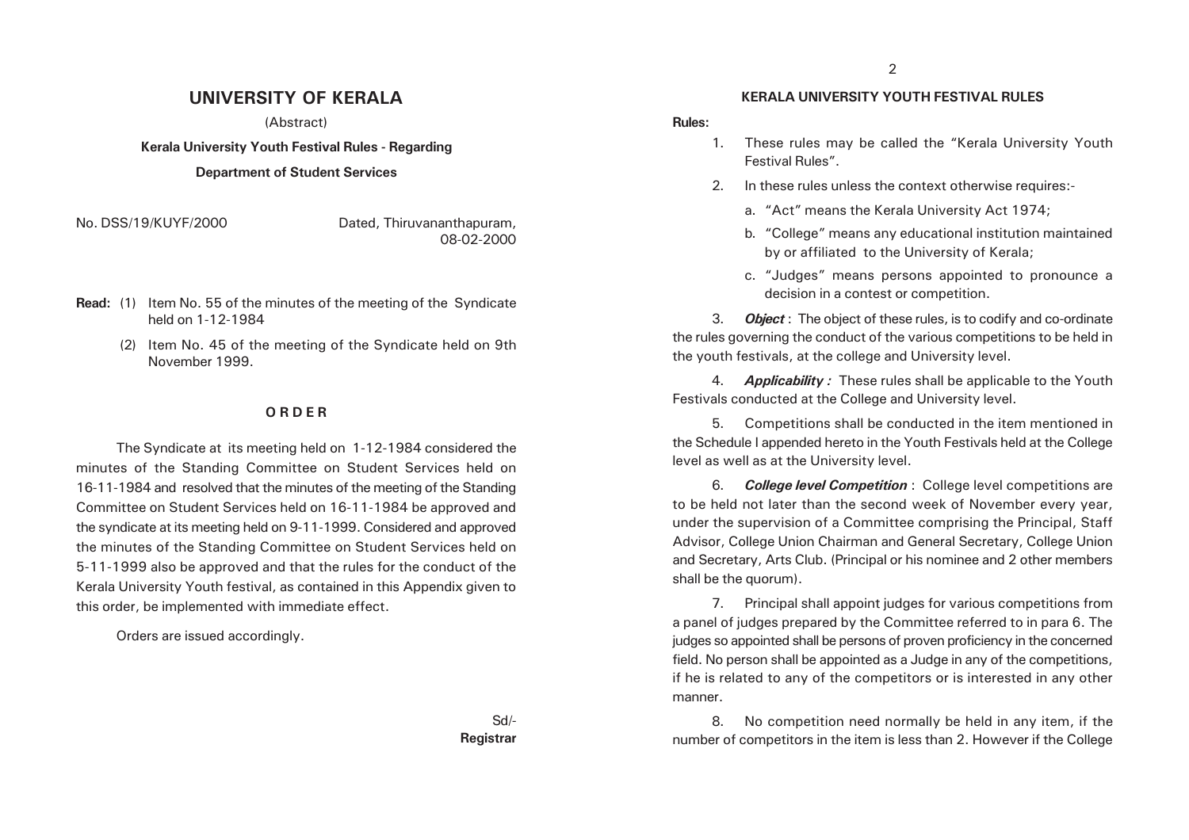# UNIVERSITY OF KERALA

(Abstract)

**Kerala University Youth Festival Rules - Regarding**

**Department of Student Services**

No. DSS/19/KUYF/2000 Dated, Thiruvananthapuram, 08-02-2000

**Read:** (1) Item No. 55 of the minutes of the meeting of the Syndicate held on 1-12-1984

(2) Item No. 45 of the meeting of the Syndicate held on 9th November 1999.

**O R D E R**

The Syndicate at its meeting held on 1-12-1984 considered the minutes of the Standing Committee on Student Services held on 16-11-1984 and resolved that the minutes of the meeting of the Standing Committee on Student Services held on 16-11-1984 be approved and the syndicate at its meeting held on 9-11-1999. Considered and approved the minutes of the Standing Committee on Student Services held on 5-11-1999 also be approved and that the rules for the conduct of the Kerala University Youth festival, as contained in this Appendix given to this order, be implemented with immediate effect.

Orders are issued accordingly.

Sd/-
**Registrar**

## KERALA UNIVERSITY YOUTH FESTIVAL RULES

**Rules:**

1. These rules may be called the "Kerala University Youth Festival Rules".

2. In these rules unless the context otherwise requires:-

   a. "Act" means the Kerala University Act 1974;

   b. "College" means any educational institution maintained by or affiliated to the University of Kerala;

   c. "Judges" means persons appointed to pronounce a decision in a contest or competition.

3. ***Object*** : The object of these rules, is to codify and co-ordinate the rules governing the conduct of the various competitions to be held in the youth festivals, at the college and University level.

4. ***Applicability :*** These rules shall be applicable to the Youth Festivals conducted at the College and University level.

5. Competitions shall be conducted in the item mentioned in the Schedule I appended hereto in the Youth Festivals held at the College level as well as at the University level.

6. ***College level Competition*** : College level competitions are to be held not later than the second week of November every year, under the supervision of a Committee comprising the Principal, Staff Advisor, College Union Chairman and General Secretary, College Union and Secretary, Arts Club. (Principal or his nominee and 2 other members shall be the quorum).

7. Principal shall appoint judges for various competitions from a panel of judges prepared by the Committee referred to in para 6. The judges so appointed shall be persons of proven proficiency in the concerned field. No person shall be appointed as a Judge in any of the competitions, if he is related to any of the competitors or is interested in any other manner.

8. No competition need normally be held in any item, if the number of competitors in the item is less than 2. However if the College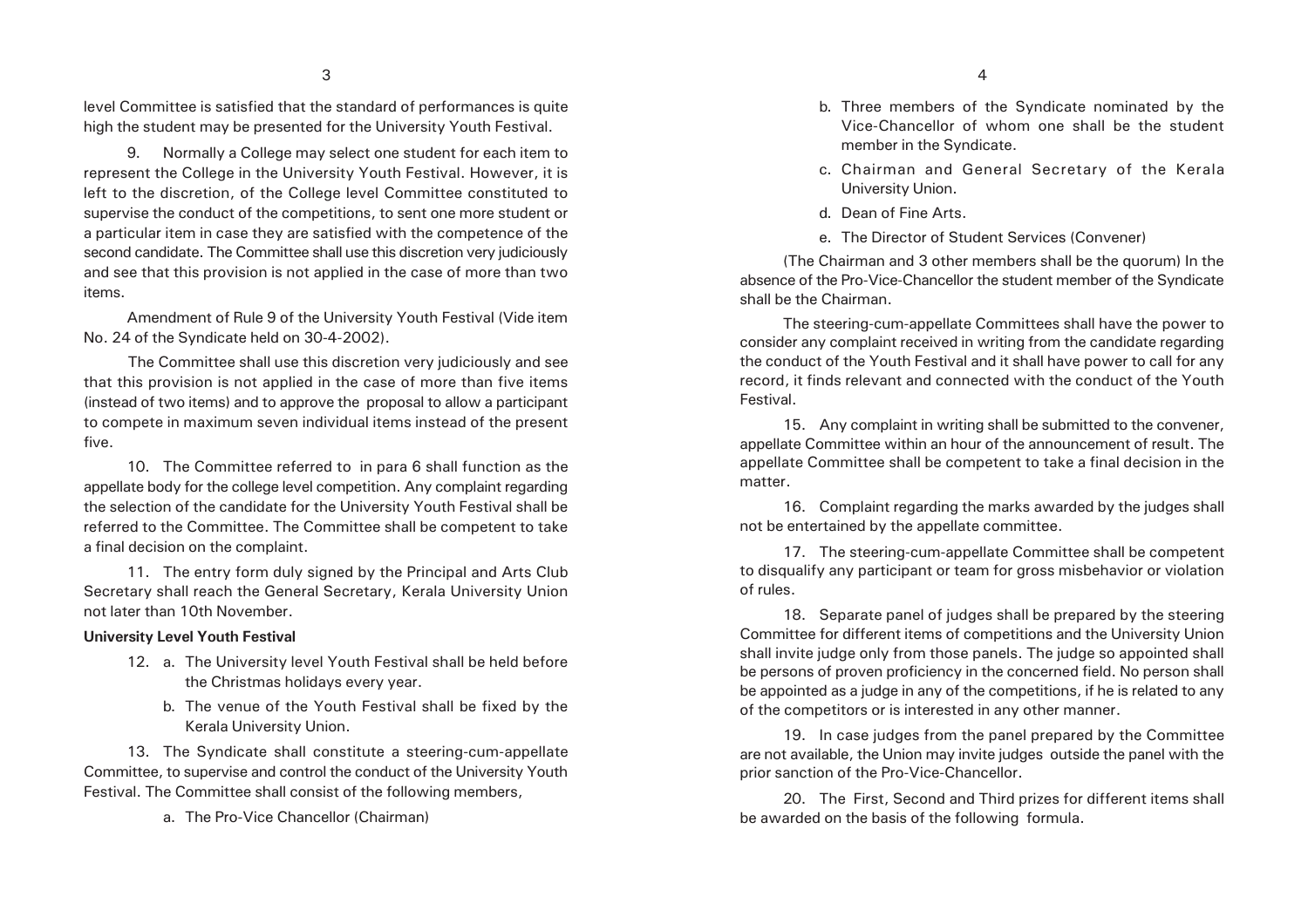level Committee is satisfied that the standard of performances is quite high the student may be presented for the University Youth Festival.

9. Normally a College may select one student for each item to represent the College in the University Youth Festival. However, it is left to the discretion, of the College level Committee constituted to supervise the conduct of the competitions, to sent one more student or a particular item in case they are satisfied with the competence of the second candidate. The Committee shall use this discretion very judiciously and see that this provision is not applied in the case of more than two items.

Amendment of Rule 9 of the University Youth Festival (Vide item No. 24 of the Syndicate held on 30-4-2002).

The Committee shall use this discretion very judiciously and see that this provision is not applied in the case of more than five items (instead of two items) and to approve the proposal to allow a participant to compete in maximum seven individual items instead of the present five.

10. The Committee referred to in para 6 shall function as the appellate body for the college level competition. Any complaint regarding the selection of the candidate for the University Youth Festival shall be referred to the Committee. The Committee shall be competent to take a final decision on the complaint.

11. The entry form duly signed by the Principal and Arts Club Secretary shall reach the General Secretary, Kerala University Union not later than 10th November.

**University Level Youth Festival**

12. a. The University level Youth Festival shall be held before the Christmas holidays every year.

    b. The venue of the Youth Festival shall be fixed by the Kerala University Union.

13. The Syndicate shall constitute a steering-cum-appellate Committee, to supervise and control the conduct of the University Youth Festival. The Committee shall consist of the following members,

    a. The Pro-Vice Chancellor (Chairman)

    b. Three members of the Syndicate nominated by the Vice-Chancellor of whom one shall be the student member in the Syndicate.

    c. Chairman and General Secretary of the Kerala University Union.

    d. Dean of Fine Arts.

    e. The Director of Student Services (Convener)

(The Chairman and 3 other members shall be the quorum) In the absence of the Pro-Vice-Chancellor the student member of the Syndicate shall be the Chairman.

The steering-cum-appellate Committees shall have the power to consider any complaint received in writing from the candidate regarding the conduct of the Youth Festival and it shall have power to call for any record, it finds relevant and connected with the conduct of the Youth Festival.

15. Any complaint in writing shall be submitted to the convener, appellate Committee within an hour of the announcement of result. The appellate Committee shall be competent to take a final decision in the matter.

16. Complaint regarding the marks awarded by the judges shall not be entertained by the appellate committee.

17. The steering-cum-appellate Committee shall be competent to disqualify any participant or team for gross misbehavior or violation of rules.

18. Separate panel of judges shall be prepared by the steering Committee for different items of competitions and the University Union shall invite judge only from those panels. The judge so appointed shall be persons of proven proficiency in the concerned field. No person shall be appointed as a judge in any of the competitions, if he is related to any of the competitors or is interested in any other manner.

19. In case judges from the panel prepared by the Committee are not available, the Union may invite judges outside the panel with the prior sanction of the Pro-Vice-Chancellor.

20. The First, Second and Third prizes for different items shall be awarded on the basis of the following formula.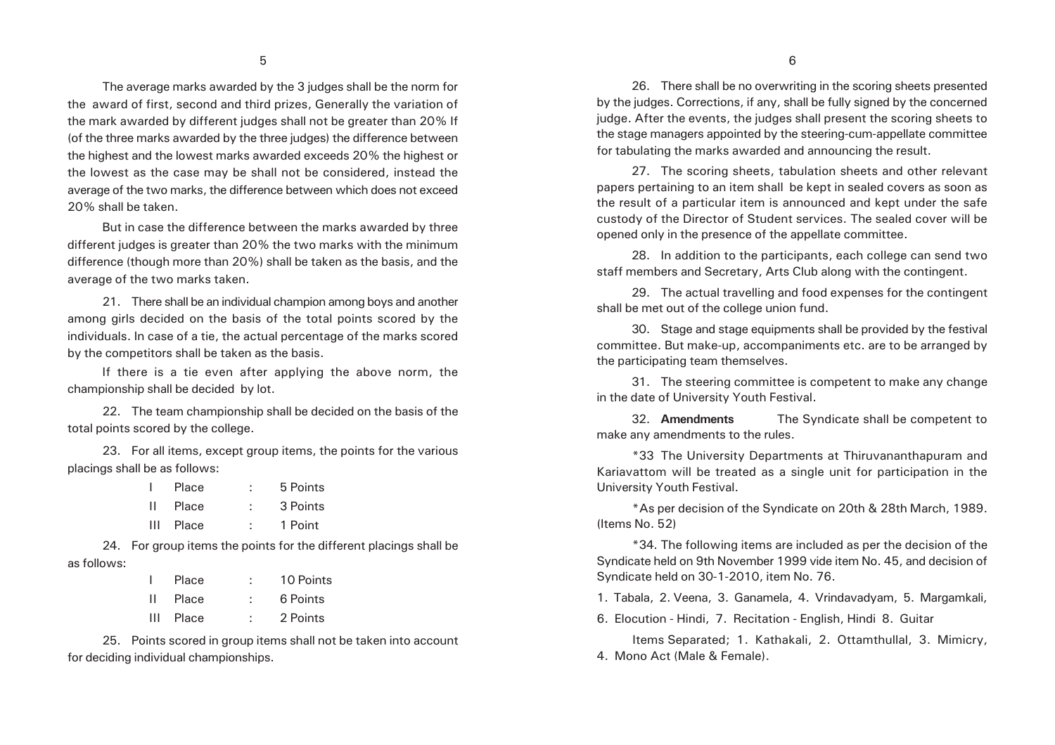The average marks awarded by the 3 judges shall be the norm for the award of first, second and third prizes, Generally the variation of the mark awarded by different judges shall not be greater than 20% If (of the three marks awarded by the three judges) the difference between the highest and the lowest marks awarded exceeds 20% the highest or the lowest as the case may be shall not be considered, instead the average of the two marks, the difference between which does not exceed 20% shall be taken.

But in case the difference between the marks awarded by three different judges is greater than 20% the two marks with the minimum difference (though more than 20%) shall be taken as the basis, and the average of the two marks taken.

21. There shall be an individual champion among boys and another among girls decided on the basis of the total points scored by the individuals. In case of a tie, the actual percentage of the marks scored by the competitors shall be taken as the basis.

If there is a tie even after applying the above norm, the championship shall be decided by lot.

22. The team championship shall be decided on the basis of the total points scored by the college.

23. For all items, except group items, the points for the various placings shall be as follows:

| | | | |
|---|---|---|---|
| I | Place | : | 5 Points |
| II | Place | : | 3 Points |
| III | Place | : | 1 Point |

24. For group items the points for the different placings shall be as follows:

| | | | |
|---|---|---|---|
| I | Place | : | 10 Points |
| II | Place | : | 6 Points |
| III | Place | : | 2 Points |

25. Points scored in group items shall not be taken into account for deciding individual championships.

26. There shall be no overwriting in the scoring sheets presented by the judges. Corrections, if any, shall be fully signed by the concerned judge. After the events, the judges shall present the scoring sheets to the stage managers appointed by the steering-cum-appellate committee for tabulating the marks awarded and announcing the result.

27. The scoring sheets, tabulation sheets and other relevant papers pertaining to an item shall be kept in sealed covers as soon as the result of a particular item is announced and kept under the safe custody of the Director of Student services. The sealed cover will be opened only in the presence of the appellate committee.

28. In addition to the participants, each college can send two staff members and Secretary, Arts Club along with the contingent.

29. The actual travelling and food expenses for the contingent shall be met out of the college union fund.

30. Stage and stage equipments shall be provided by the festival committee. But make-up, accompaniments etc. are to be arranged by the participating team themselves.

31. The steering committee is competent to make any change in the date of University Youth Festival.

32. **Amendments** The Syndicate shall be competent to make any amendments to the rules.

*33 The University Departments at Thiruvananthapuram and Kariavattom will be treated as a single unit for participation in the University Youth Festival.

*As per decision of the Syndicate on 20th & 28th March, 1989. (Items No. 52)

*34. The following items are included as per the decision of the Syndicate held on 9th November 1999 vide item No. 45, and decision of Syndicate held on 30-1-2010, item No. 76.

1. Tabala, 2. Veena, 3. Ganamela, 4. Vrindavadyam, 5. Margamkali,

6. Elocution - Hindi, 7. Recitation - English, Hindi 8. Guitar

Items Separated; 1. Kathakali, 2. Ottamthullal, 3. Mimicry, 4. Mono Act (Male & Female).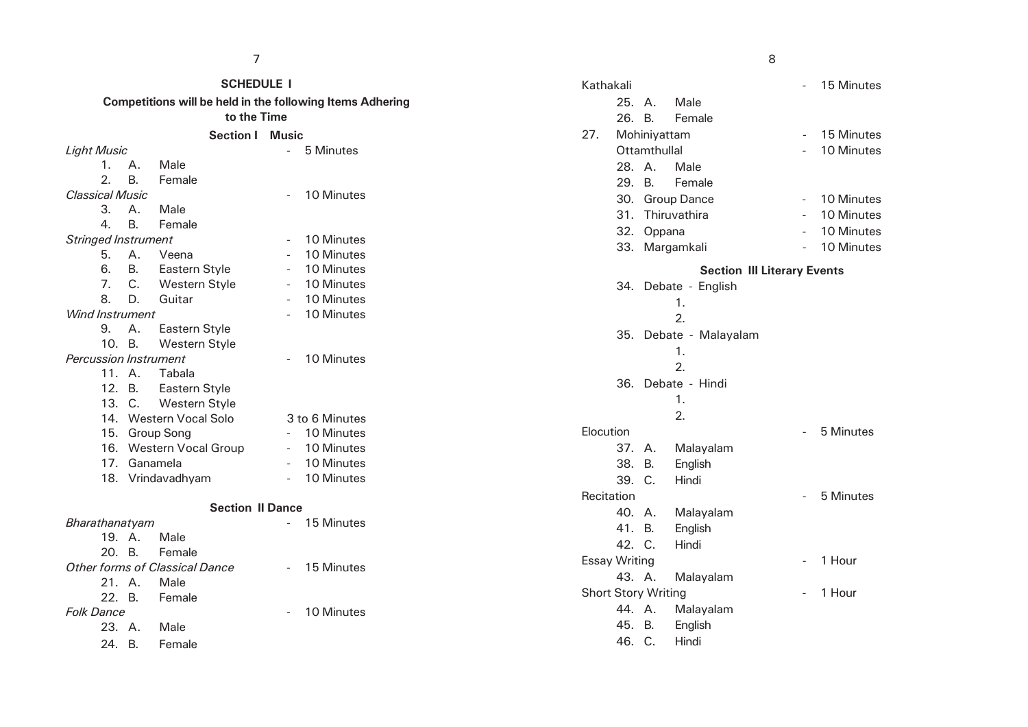## SCHEDULE I

**Competitions will be held in the following Items Adhering to the Time**

### Section I Music

*Light Music* - 5 Minutes
1. A. Male
2. B. Female

*Classical Music* - 10 Minutes
3. A. Male
4. B. Female

*Stringed Instrument* - 10 Minutes
5. A. Veena - 10 Minutes
6. B. Eastern Style - 10 Minutes
7. C. Western Style - 10 Minutes
8. D. Guitar - 10 Minutes

*Wind Instrument* - 10 Minutes
9. A. Eastern Style
10. B. Western Style

*Percussion Instrument* - 10 Minutes
11. A. Tabala
12. B. Eastern Style
13. C. Western Style
14. Western Vocal Solo 3 to 6 Minutes
15. Group Song - 10 Minutes
16. Western Vocal Group - 10 Minutes
17. Ganamela - 10 Minutes
18. Vrindavadhyam - 10 Minutes

### Section II Dance

*Bharathanatyam* - 15 Minutes
19. A. Male
20. B. Female

*Other forms of Classical Dance* - 15 Minutes
21. A. Male
22. B. Female

*Folk Dance* - 10 Minutes
23. A. Male
24. B. Female

Kathakali - 15 Minutes
25. A. Male
26. B. Female
27. Mohiniyattam - 15 Minutes

Ottamthullal - 10 Minutes
28. A. Male
29. B. Female
30. Group Dance - 10 Minutes
31. Thiruvathira - 10 Minutes
32. Oppana - 10 Minutes
33. Margamkali - 10 Minutes

### Section III Literary Events

34. Debate - English
    1.
    2.
35. Debate - Malayalam
    1.
    2.
36. Debate - Hindi
    1.
    2.

Elocution - 5 Minutes
37. A. Malayalam
38. B. English
39. C. Hindi

Recitation - 5 Minutes
40. A. Malayalam
41. B. English
42. C. Hindi

Essay Writing - 1 Hour
43. A. Malayalam

Short Story Writing - 1 Hour
44. A. Malayalam
45. B. English
46. C. Hindi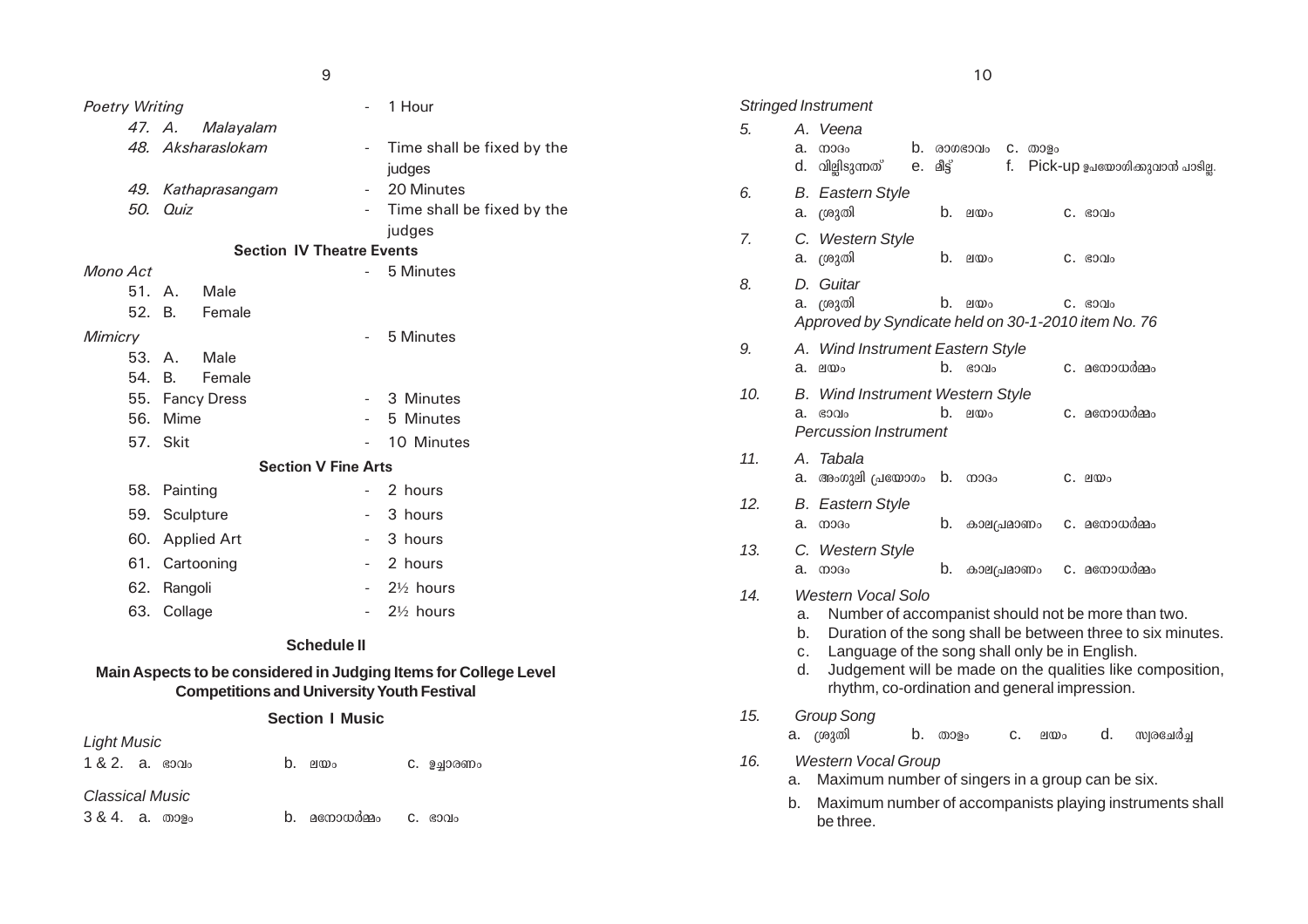*Poetry Writing* - 1 Hour

47. A. *Malayalam*

48. *Aksharaslokam* - Time shall be fixed by the judges

49. *Kathaprasangam* - 20 Minutes

50. *Quiz* - Time shall be fixed by the judges

**Section IV Theatre Events**

*Mono Act* - 5 Minutes

51. A. Male

52. B. Female

*Mimicry* - 5 Minutes

53. A. Male

54. B. Female

55. Fancy Dress - 3 Minutes

56. Mime - 5 Minutes

57. Skit - 10 Minutes

**Section V Fine Arts**

58. Painting - 2 hours

59. Sculpture - 3 hours

60. Applied Art - 3 hours

61. Cartooning - 2 hours

62. Rangoli - 2½ hours

63. Collage - 2½ hours

**Schedule II**

**Main Aspects to be considered in Judging Items for College Level Competitions and University Youth Festival**

**Section I Music**

*Light Music*

1 & 2. a. ഭാവം b. ലയം c. ഉച്ചാരണം

*Classical Music*

3 & 4. a. താളം b. മനോധർമ്മം c. ഭാവം

*Stringed Instrument*

5. *A. Veena*
   a. നാദം b. രാഗഭാവം c. താളം
   d. വില്ലിടുന്നത് e. മീട്ട് f. Pick-up ഉപയോഗിക്കുവാൻ പാടില്ല.

6. *B. Eastern Style*
   a. ശ്രുതി b. ലയം c. ഭാവം

7. *C. Western Style*
   a. ശ്രുതി b. ലയം c. ഭാവം

8. *D. Guitar*
   a. ശ്രുതി b. ലയം c. ഭാവം
   *Approved by Syndicate held on 30-1-2010 item No. 76*

9. *A. Wind Instrument Eastern Style*
   a. ലയം b. ഭാവം c. മനോധർമ്മം

10. *B. Wind Instrument Western Style*
    a. ഭാവം b. ലയം c. മനോധർമ്മം

*Percussion Instrument*

11. *A. Tabala*
    a. അംഗുലി പ്രയോഗം b. നാദം c. ലയം

12. *B. Eastern Style*
    a. നാദം b. കാലപ്രമാണം c. മനോധർമ്മം

13. *C. Western Style*
    a. നാദം b. കാലപ്രമാണം c. മനോധർമ്മം

14. *Western Vocal Solo*
    a. Number of accompanist should not be more than two.
    b. Duration of the song shall be between three to six minutes.
    c. Language of the song shall only be in English.
    d. Judgement will be made on the qualities like composition, rhythm, co-ordination and general impression.

15. *Group Song*
    a. ശ്രുതി b. താളം c. ലയം d. സ്വരചേർച്ച

16. *Western Vocal Group*
    a. Maximum number of singers in a group can be six.
    b. Maximum number of accompanists playing instruments shall be three.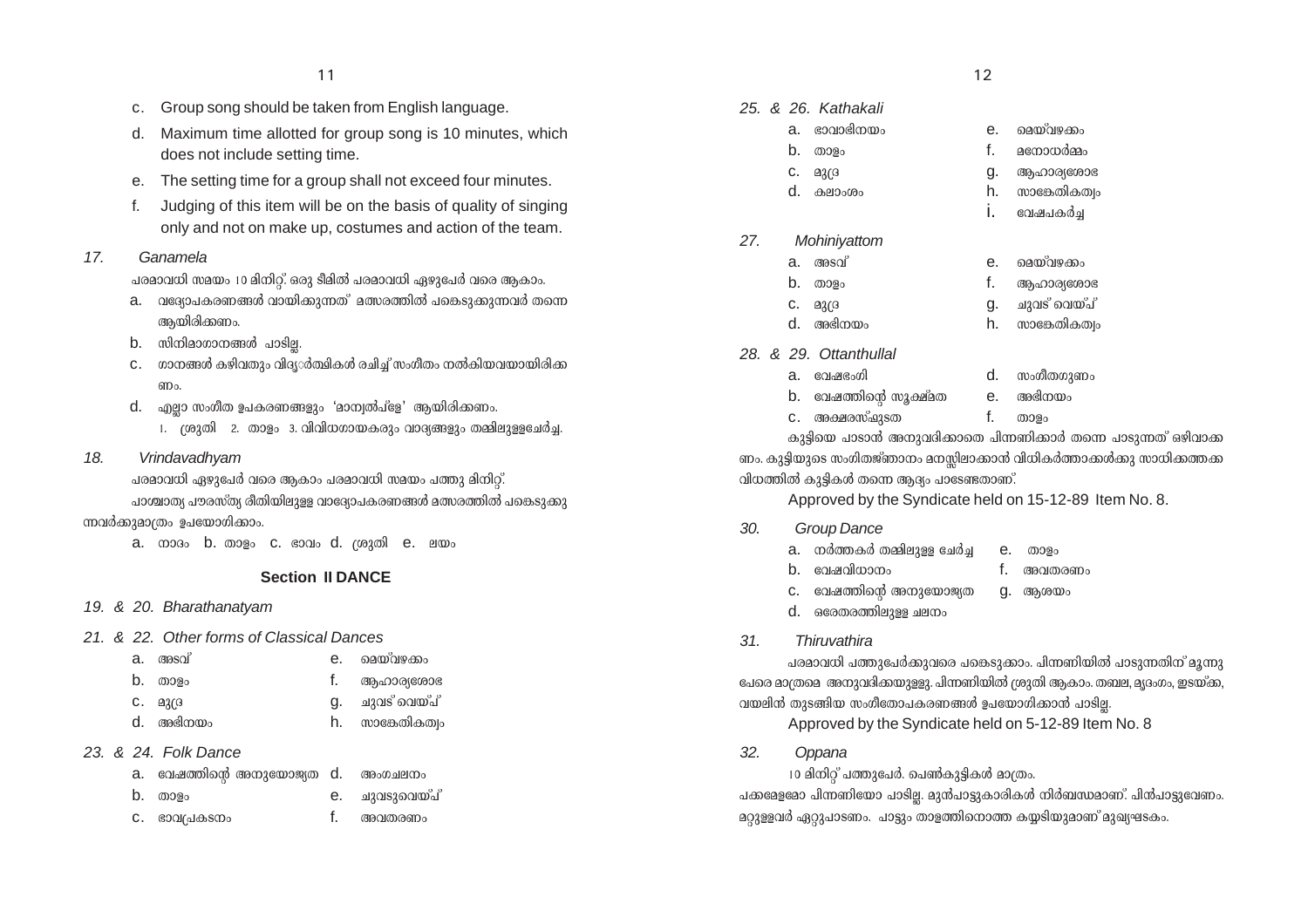c. Group song should be taken from English language.

d. Maximum time allotted for group song is 10 minutes, which does not include setting time.

e. The setting time for a group shall not exceed four minutes.

f. Judging of this item will be on the basis of quality of singing only and not on make up, costumes and action of the team.

*17. Ganamela*

പരമാവധി സമയം 10 മിനിറ്റ്. ഒരു ടീമിൽ പരമാവധി ഏഴുപേർ വരെ ആകാം.

a. വദ്യോപകരണങ്ങൾ വായിക്കുന്നത് മത്സരത്തിൽ പങ്കെടുക്കുന്നവർ തന്നെ ആയിരിക്കണം.

b. സിനിമാഗാനങ്ങൾ പാടില്ല.

c. ഗാനങ്ങൾ കഴിവതും വിദ്യാർത്ഥികൾ രചിച്ച് സംഗീതം നൽകിയവയായിരിക്കണം.

d. എല്ലാ സംഗീത ഉപകരണങ്ങളും 'മാന്വൽപ്ളേ' ആയിരിക്കണം.

1. ശ്രുതി 2. താളം 3. വിവിധഗായകരും വാദ്യങ്ങളും തമ്മിലുളളചേർച്ച.

*18. Vrindavadhyam*

പരമാവധി ഏഴുപേർ വരെ ആകാം പരമാവധി സമയം പത്തു മിനിറ്റ്.

പാശ്ചാത്യ പൗരസ്ത്യ രീതിയിലുള്ള വാദ്യോപകരണങ്ങൾ മത്സരത്തിൽ പങ്കെടുക്കുന്നവർക്കുമാത്രം ഉപയോഗിക്കാം.

a. നാദം b. താളം c. ഭാവം d. ശ്രുതി e. ലയം

### Section II DANCE

*19. & 20. Bharathanatyam*

*21. & 22. Other forms of Classical Dances*

a. അടവ്
b. താളം
c. മുദ്ര
d. അഭിനയം
e. മെയ്‌വഴക്കം
f. ആഹാര്യശോഭ
g. ചുവട് വെയ്പ്
h. സാങ്കേതികത്വം

*23. & 24. Folk Dance*

a. വേഷത്തിന്റെ അനുയോജ്യത
b. താളം
c. ഭാവപ്രകടനം
d. അംഗചലനം
e. ചുവടുവെയ്പ്
f. അവതരണം

*25. & 26. Kathakali*

a. ഭാവാഭിനയം
b. താളം
c. മുദ്ര
d. കലാംശം
e. മെയ്‌വഴക്കം
f. മനോധർമ്മം
g. ആഹാര്യശോഭ
h. സാങ്കേതികത്വം
i. വേഷപകർച്ച

*27. Mohiniyattom*

a. അടവ്
b. താളം
c. മുദ്ര
d. അഭിനയം
e. മെയ്‌വഴക്കം
f. ആഹാര്യശോഭ
g. ചുവട് വെയ്പ്
h. സാങ്കേതികത്വം

*28. & 29. Ottanthullal*

a. വേഷഭംഗി
b. വേഷത്തിന്റെ സൂക്ഷ്മത
c. അക്ഷരസ്ഫുടത
d. സംഗീതഗുണം
e. അഭിനയം
f. താളം

കുട്ടിയെ പാടാൻ അനുവദിക്കാതെ പിന്നണിക്കാർ തന്നെ പാടുന്നത് ഒഴിവാക്കണം. കുട്ടിയുടെ സംഗിതജ്ഞാനം മനസ്സിലാക്കാൻ വിധികർത്താക്കൾക്കു സാധിക്കത്തക്ക വിധത്തിൽ കുട്ടികൾ തന്നെ ആദ്യം പാടേണ്ടതാണ്.

Approved by the Syndicate held on 15-12-89 Item No. 8.

*30. Group Dance*

a. നർത്തകർ തമ്മിലുളള ചേർച്ച
b. വേഷവിധാനം
c. വേഷത്തിന്റെ അനുയോജ്യത
d. ഒരേതരത്തിലുളള ചലനം
e. താളം
f. അവതരണം
g. ആശയം

*31. Thiruvathira*

പരമാവധി പത്തുപേർക്കുവരെ പങ്കെടുക്കാം. പിന്നണിയിൽ പാടുന്നതിന് മൂന്നു പേരെ മാത്രമെ അനുവദിക്കയുളളു. പിന്നണിയിൽ ശ്രുതി ആകാം. തബല, മൃദംഗം, ഇടയ്ക്ക, വയലിൻ തുടങ്ങിയ സംഗീതോപകരണങ്ങൾ ഉപയോഗിക്കാൻ പാടില്ല.

Approved by the Syndicate held on 5-12-89 Item No. 8

*32. Oppana*

10 മിനിറ്റ് പത്തുപേർ. പെൺകുട്ടികൾ മാത്രം.

പക്കമേളമോ പിന്നണിയോ പാടില്ല. മുൻപാട്ടുകാരികൾ നിർബന്ധമാണ്. പിൻപാട്ടുവേണം. മറ്റുളളവർ ഏറ്റുപാടണം. പാട്ടും താളത്തിനൊത്ത കയ്യടിയുമാണ് മുഖ്യഘടകം.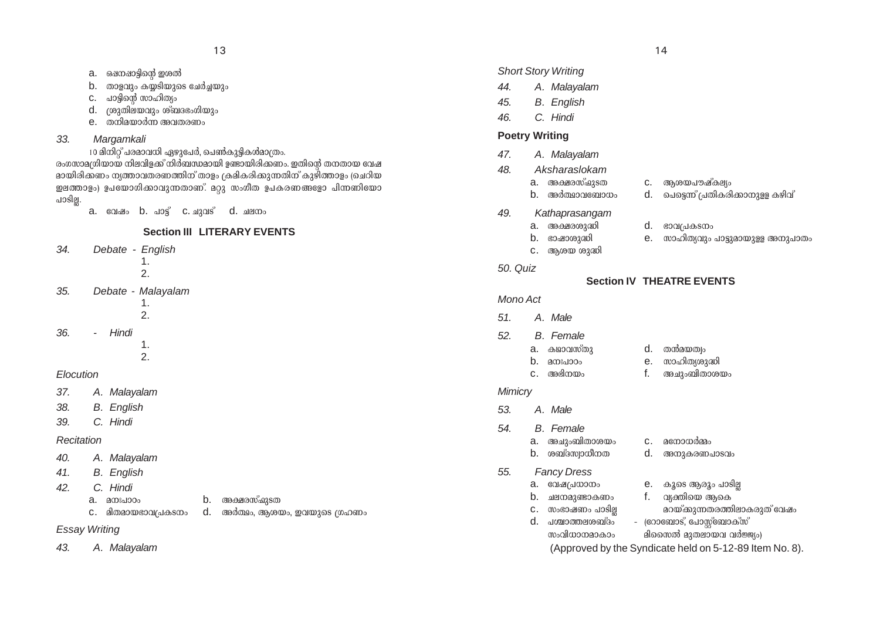a. ഒഷനപാട്ടിന്റെ ഇശൽ
b. താളവും കയ്യടിയുടെ ചേർച്ചയും
c. പാട്ടിന്റെ സാഹിത്യം
d. ശ്രുതിലയവും ശബ്ദഭംഗിയും
e. തനിമയാർന്ന അവതരണം

33. *Margamkali*

10 മിനിറ്റ് പരമാവധി ഏഴുപേർ, പെൺകുട്ടികൾമാത്രം.
രംഗസാമഗ്രിയായ നിലവിളക്ക് നിർബന്ധമായി ഉണ്ടായിരിക്കണം. ഇതിന്റെ തനതായ വേഷമായിരിക്കണം നൃത്താവതരണത്തിന് താളം ക്രമീകരിക്കുന്നതിന് കുഴിത്താളം (ചെറിയ ഇലത്താളം) ഉപയോഗിക്കാവുന്നതാണ്. മറ്റു സംഗീത ഉപകരണങ്ങളോ പിന്നണിയോ പാടില്ല.

a. വേഷം b. പാട്ട് c. ചുവട് d. ചലനം

## Section III LITERARY EVENTS

34. *Debate - English*
1.
2.

35. *Debate - Malayalam*
1.
2.

36. *- Hindi*
1.
2.

*Elocution*

37. *A. Malayalam*

38. *B. English*

39. *C. Hindi*

*Recitation*

40. *A. Malayalam*

41. *B. English*

42. *C. Hindi*

a. മനഃപാഠം
b. അക്ഷരസ്ഫുടത
c. മിതമായഭാവപ്രകടനം
d. അർത്ഥം, ആശയം, ഇവയുടെ ഗ്രഹണം

*Essay Writing*

43. *A. Malayalam*

*Short Story Writing*

44. *A. Malayalam*

45. *B. English*

46. *C. Hindi*

**Poetry Writing**

47. *A. Malayalam*

48. *Aksharaslokam*

a. അക്ഷരസ്ഫുടത
b. അർത്ഥാവബോധം
c. ആശയപൗഷ്കല്യം
d. പെട്ടെന്ന് പ്രതികരിക്കാനുള്ള കഴിവ്

49. *Kathaprasangam*

a. അക്ഷരശുദ്ധി
b. ഭാഷാശുദ്ധി
c. ആശയ ശുദ്ധി
d. ഭാവപ്രകടനം
e. സാഹിത്യവും പാട്ടുമായുള്ള അനുപാതം

*50. Quiz*

## Section IV THEATRE EVENTS

*Mono Act*

51. *A. Male*

52. *B. Female*

a. കഥാവസ്തു
b. മനഃപാഠം
c. അഭിനയം
d. തൻമയത്വം
e. സാഹിത്യശുദ്ധി
f. അചുംബിതാശയം

*Mimicry*

53. *A. Male*

54. *B. Female*

a. അചുംബിതാശയം
b. ശബ്ദസ്വാധീനത
c. മനോധർമ്മം
d. അനുകരണപാടവം

55. *Fancy Dress*

a. വേഷപ്രധാനം
b. ചലനമുണ്ടാകണം
c. സംഭാഷണം പാടില്ല
d. പശ്ചാത്തലശബ്ദം സംവിധാനമാകാം
e. കൂടെ ആരും പാടില്ല
f. വ്യക്തിയെ ആകെ മറയ്ക്കുന്നതരത്തിലാകരുത് വേഷം - (റോബോട്, പോസ്റ്റ്ബോക്സ് മിസൈൽ മുതലായവ വർജ്ജ്യം)

(Approved by the Syndicate held on 5-12-89 Item No. 8).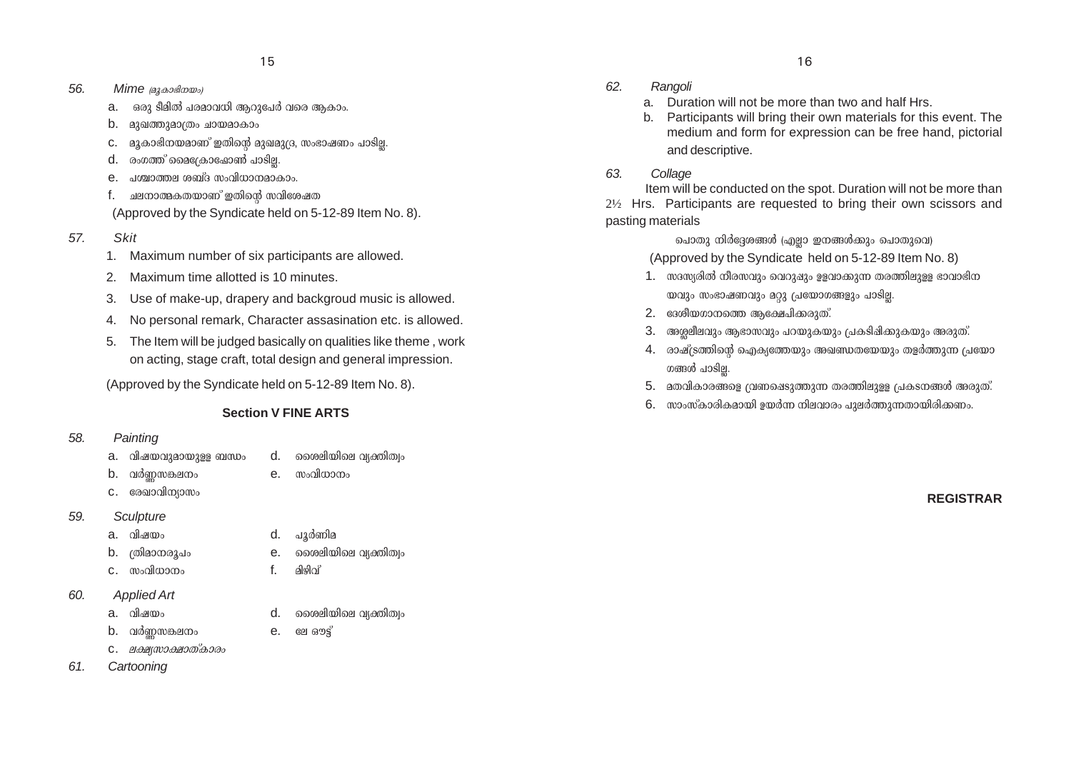*56. Mime* *(മൂകാഭിനയം)*

a. ഒരു ടീമിൽ പരമാവധി ആറുപേർ വരെ ആകാം.

b. മുഖത്തുമാത്രം ചായമാകാം

c. മൂകാഭിനയമാണ് ഇതിന്റെ മുഖമുദ്ര, സംഭാഷണം പാടില്ല.

d. രംഗത്ത് മൈക്രോഫോൺ പാടില്ല.

e. പശ്ചാത്തല ശബ്ദ സംവിധാനമാകാം.

f. ചലനാത്മകതയാണ് ഇതിന്റെ സവിശേഷത

(Approved by the Syndicate held on 5-12-89 Item No. 8).

*57. Skit*

1. Maximum number of six participants are allowed.
2. Maximum time allotted is 10 minutes.
3. Use of make-up, drapery and backgroud music is allowed.
4. No personal remark, Character assasination etc. is allowed.
5. The Item will be judged basically on qualities like theme , work on acting, stage craft, total design and general impression.

(Approved by the Syndicate held on 5-12-89 Item No. 8).

### Section V FINE ARTS

*58. Painting*

a. വിഷയവുമായുള്ള ബന്ധം

b. വർണ്ണസങ്കലനം

c. രേഖാവിന്യാസം

d. ശൈലിയിലെ വ്യക്തിത്വം

e. സംവിധാനം

*59. Sculpture*

a. വിഷയം

b. ത്രിമാനരൂപം

c. സംവിധാനം

d. പൂർണിമ

e. ശൈലിയിലെ വ്യക്തിത്വം

f. മിഴിവ്

*60. Applied Art*

a. വിഷയം

b. വർണ്ണസങ്കലനം

c. *ലക്ഷ്യസാക്ഷാത്കാരം*

d. ശൈലിയിലെ വ്യക്തിത്വം

e. ലേ ഔട്ട്

*61. Cartooning*

*62. Rangoli*

a. Duration will not be more than two and half Hrs.

b. Participants will bring their own materials for this event. The medium and form for expression can be free hand, pictorial and descriptive.

*63. Collage*

Item will be conducted on the spot. Duration will not be more than 2½ Hrs. Participants are requested to bring their own scissors and pasting materials

പൊതു നിർദ്ദേശങ്ങൾ (എല്ലാ ഇനങ്ങൾക്കും പൊതുവെ)

(Approved by the Syndicate held on 5-12-89 Item No. 8)

1. സദസ്യരിൽ നീരസവും വെറുപ്പും ഉളവാക്കുന്ന തരത്തിലുള്ള ഭാവാഭിനയവും സംഭാഷണവും മറ്റു പ്രയോഗങ്ങളും പാടില്ല.
2. ദേശീയഗാനത്തെ ആക്ഷേപിക്കരുത്.
3. അശ്ലീലവും ആഭാസവും പറയുകയും പ്രകടിപ്പിക്കുകയും അരുത്.
4. രാഷ്ട്രത്തിന്റെ ഐക്യത്തേയും അഖണ്ഡതയേയും തളർത്തുന്ന പ്രയോഗങ്ങൾ പാടില്ല.
5. മതവികാരങ്ങളെ വ്രണപ്പെടുത്തുന്ന തരത്തിലുള്ള പ്രകടനങ്ങൾ അരുത്.
6. സാംസ്കാരികമായി ഉയർന്ന നിലവാരം പുലർത്തുന്നതായിരിക്കണം.

**REGISTRAR**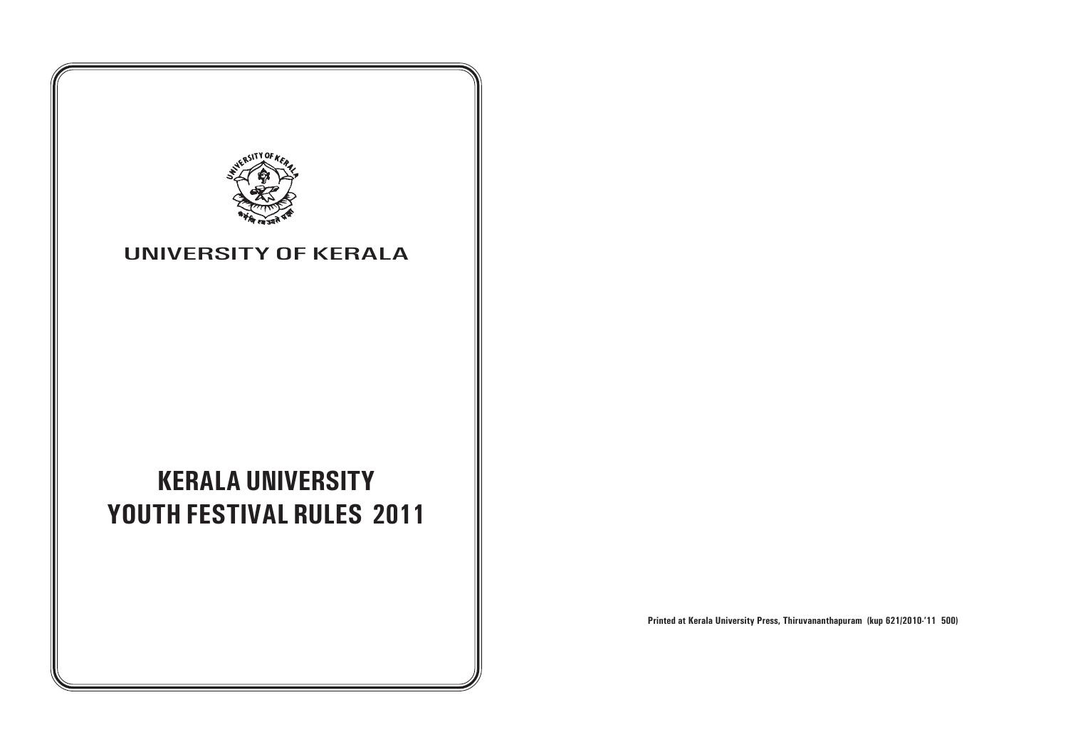UNIVERSITY OF KERALA

# KERALA UNIVERSITY YOUTH FESTIVAL RULES 2011

Printed at Kerala University Press, Thiruvananthapuram (kup 621/2010-'11 500)